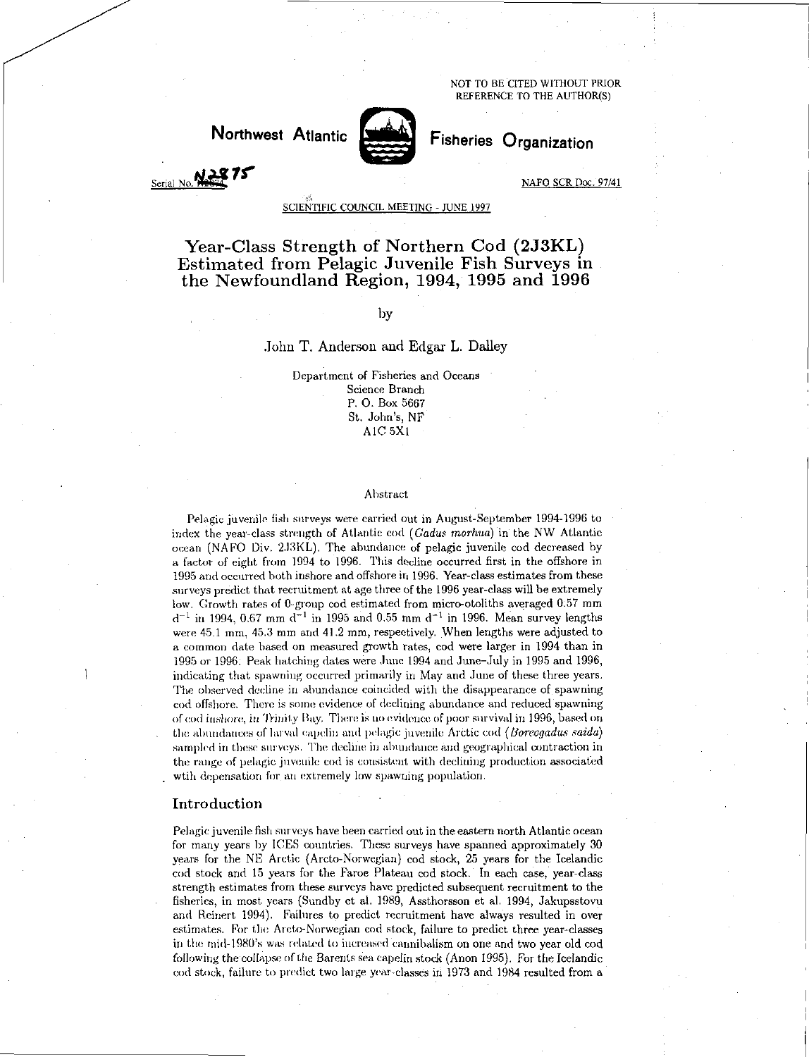NOT TO BE CITED WITHOUT PRIOR REFERENCE TO THE AUTHOR(S)

**Northwest Atlantic Fisheries Organization**

Serial No. N2875

NAFO SCR Doc. 97/41

SCIENTIFIC COUNCIL MEETING - JUNE 1997

# Year-Class Strength of Northern Cod (2J3KL) Estimated from Pelagic Juvenile Fish Surveys in the Newfoundland Region, 1994, 1995 and 1996

by

John T. Anderson and Edgar L. Dalley

Department of Fisheries and Oceans
Science Branch
P. O. Box 5667
St. John's, NF
A1C 5X1

## Abstract

Pelagic juvenile fish surveys were carried out in August-September 1994-1996 to index the year-class strength of Atlantic cod (*Gadus morhua*) in the NW Atlantic ocean (NAFO Div. 2J3KL). The abundance of pelagic juvenile cod decreased by a factor of eight from 1994 to 1996. This decline occurred first in the offshore in 1995 and occurred both inshore and offshore in 1996. Year-class estimates from these surveys predict that recruitment at age three of the 1996 year-class will be extremely low. Growth rates of 0-group cod estimated from micro-otoliths averaged 0.57 mm $d^{-1}$ in 1994, 0.67 mm $d^{-1}$ in 1995 and 0.55 mm $d^{-1}$ in 1996. Mean survey lengths were 45.1 mm, 45.3 mm and 41.2 mm, respectively. When lengths were adjusted to a common date based on measured growth rates, cod were larger in 1994 than in 1995 or 1996. Peak hatching dates were June 1994 and June–July in 1995 and 1996, indicating that spawning occurred primarily in May and June of these three years. The observed decline in abundance coincided with the disappearance of spawning cod offshore. There is some evidence of declining abundance and reduced spawning of cod inshore, in Trinity Bay. There is no evidence of poor survival in 1996, based on the abundances of larval capelin and pelagic juvenile Arctic cod (*Boreogadus saida*) sampled in these surveys. The decline in abundance and geographical contraction in the range of pelagic juvenile cod is consistent with declining production associated wtih depensation for an extremely low spawning population.

## Introduction

Pelagic juvenile fish surveys have been carried out in the eastern north Atlantic ocean for many years by ICES countries. These surveys have spanned approximately 30 years for the NE Arctic (Arcto-Norwegian) cod stock, 25 years for the Icelandic cod stock and 15 years for the Faroe Plateau cod stock. In each case, year-class strength estimates from these surveys have predicted subsequent recruitment to the fisheries, in most years (Sundby et al. 1989, Assthorsson et al. 1994, Jakupsstovu and Reinert 1994). Failures to predict recruitment have always resulted in over estimates. For the Arcto-Norwegian cod stock, failure to predict three year-classes in the mid-1980's was related to increased cannibalism on one and two year old cod following the collapse of the Barents sea capelin stock (Anon 1995). For the Icelandic cod stock, failure to predict two large year-classes in 1973 and 1984 resulted from a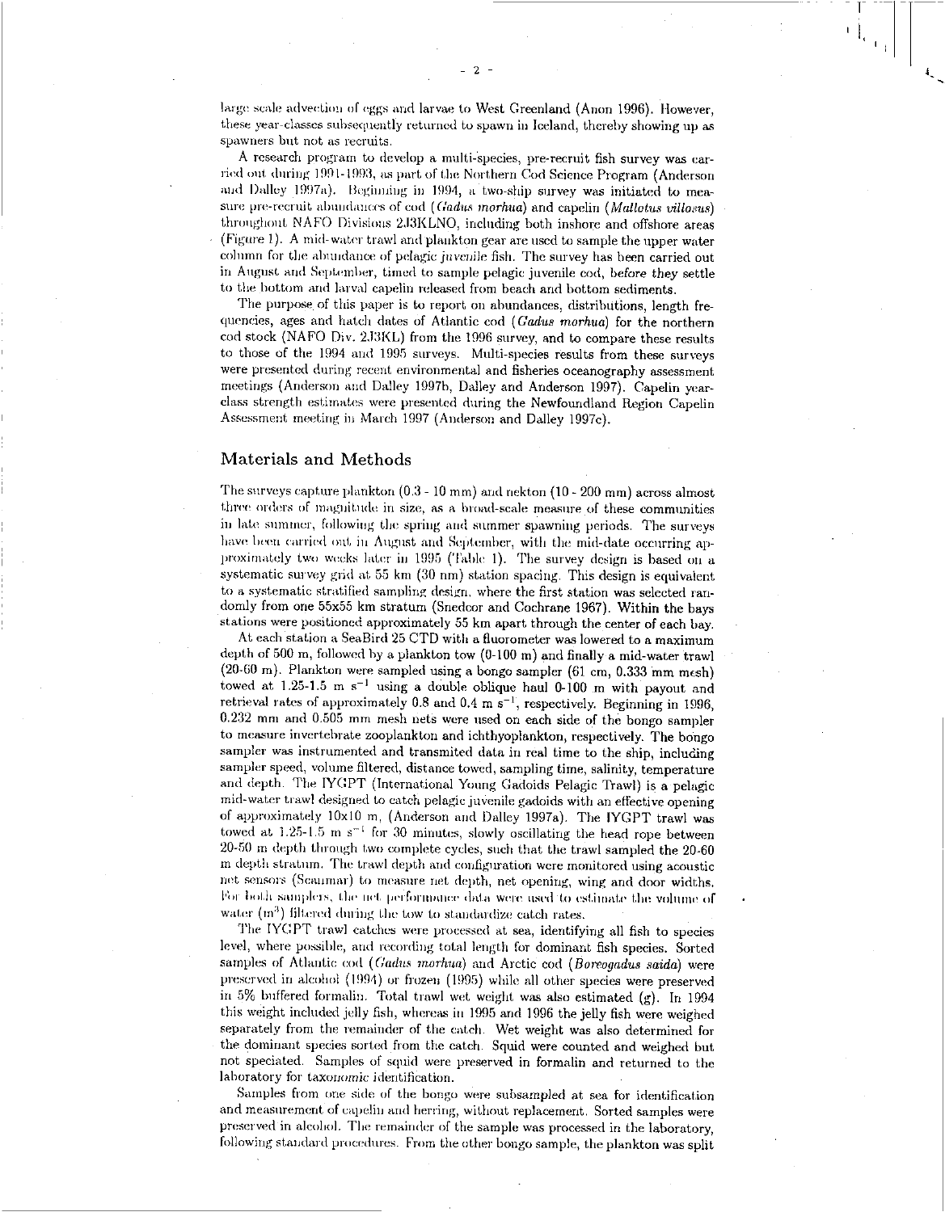large scale advection of eggs and larvae to West Greenland (Anon 1996). However, these year-classes subsequently returned to spawn in Iceland, thereby showing up as spawners but not as recruits.

A research program to develop a multi-species, pre-recruit fish survey was carried out during 1991-1993, as part of the Northern Cod Science Program (Anderson and Dalley 1997a). Beginning in 1994, a two-ship survey was initiated to measure pre-recruit abundances of cod (*Gadus morhua*) and capelin (*Mallotus villosus*) throughout NAFO Divisions 2J3KLNO, including both inshore and offshore areas (Figure 1). A mid-water trawl and plankton gear are used to sample the upper water column for the abundance of pelagic *juvenile* fish. The survey has been carried out in August and September, timed to sample pelagic juvenile cod, before they settle to the bottom and larval capelin released from beach and bottom sediments.

The purpose of this paper is to report on abundances, distributions, length frequencies, ages and hatch dates of Atlantic cod (*Gadus morhua*) for the northern cod stock (NAFO Div. 2J3KL) from the 1996 survey, and to compare these results to those of the 1994 and 1995 surveys. Multi-species results from these surveys were presented during recent environmental and fisheries oceanography assessment meetings (Anderson and Dalley 1997b, Dalley and Anderson 1997). Capelin year-class strength estimates were presented during the Newfoundland Region Capelin Assessment meeting in March 1997 (Anderson and Dalley 1997c).

## Materials and Methods

The surveys capture plankton (0.3 - 10 mm) and nekton (10 - 200 mm) across almost three orders of magnitude in size, as a broad-scale measure of these communities in late summer, following the spring and summer spawning periods. The surveys have been carried out in August and September, with the mid-date occurring approximately two weeks later in 1995 (Table 1). The survey design is based on a systematic survey grid at 55 km (30 nm) station spacing. This design is equivalent to a systematic stratified sampling design, where the first station was selected randomly from one 55x55 km stratum (Snedcor and Cochrane 1967). Within the bays stations were positioned approximately 55 km apart through the center of each bay.

At each station a SeaBird 25 CTD with a fluorometer was lowered to a maximum depth of 500 m, followed by a plankton tow (0-100 m) and finally a mid-water trawl (20-60 m). Plankton were sampled using a bongo sampler (61 cm, 0.333 mm mesh) towed at 1.25-1.5 m $s^{-1}$ using a double oblique haul 0-100 m with payout and retrieval rates of approximately 0.8 and 0.4 m $s^{-1}$, respectively. Beginning in 1996, 0.232 mm and 0.505 mm mesh nets were used on each side of the bongo sampler to measure invertebrate zooplankton and ichthyoplankton, respectively. The bongo sampler was instrumented and transmited data in real time to the ship, including sampler speed, volume filtered, distance towed, sampling time, salinity, temperature and depth. The IYGPT (International Young Gadoids Pelagic Trawl) is a pelagic mid-water trawl designed to catch pelagic juvenile gadoids with an effective opening of approximately 10x10 m, (Anderson and Dalley 1997a). The IYGPT trawl was towed at 1.25-1.5 m $s^{-1}$ for 30 minutes, slowly oscillating the head rope between 20-50 m depth through two complete cycles, such that the trawl sampled the 20-60 m depth stratum. The trawl depth and configuration were monitored using acoustic net sensors (Scanmar) to measure net depth, net opening, wing and door widths. For both samplers, the net performance data were used to estimate the volume of water ($m^3$) filtered during the tow to standardize catch rates.

The IYGPT trawl catches were processed at sea, identifying all fish to species level, where possible, and recording total length for dominant fish species. Sorted samples of Atlantic cod (*Gadus morhua*) and Arctic cod (*Boreogadus saida*) were preserved in alcohol (1994) or frozen (1995) while all other species were preserved in 5% buffered formalin. Total trawl wet weight was also estimated (g). In 1994 this weight included jelly fish, whereas in 1995 and 1996 the jelly fish were weighed separately from the remainder of the catch. Wet weight was also determined for the dominant species sorted from the catch. Squid were counted and weighed but not speciated. Samples of squid were preserved in formalin and returned to the laboratory for taxonomic identification.

Samples from one side of the bongo were subsampled at sea for identification and measurement of capelin and herring, without replacement. Sorted samples were preserved in alcohol. The remainder of the sample was processed in the laboratory, following standard procedures. From the other bongo sample, the plankton was split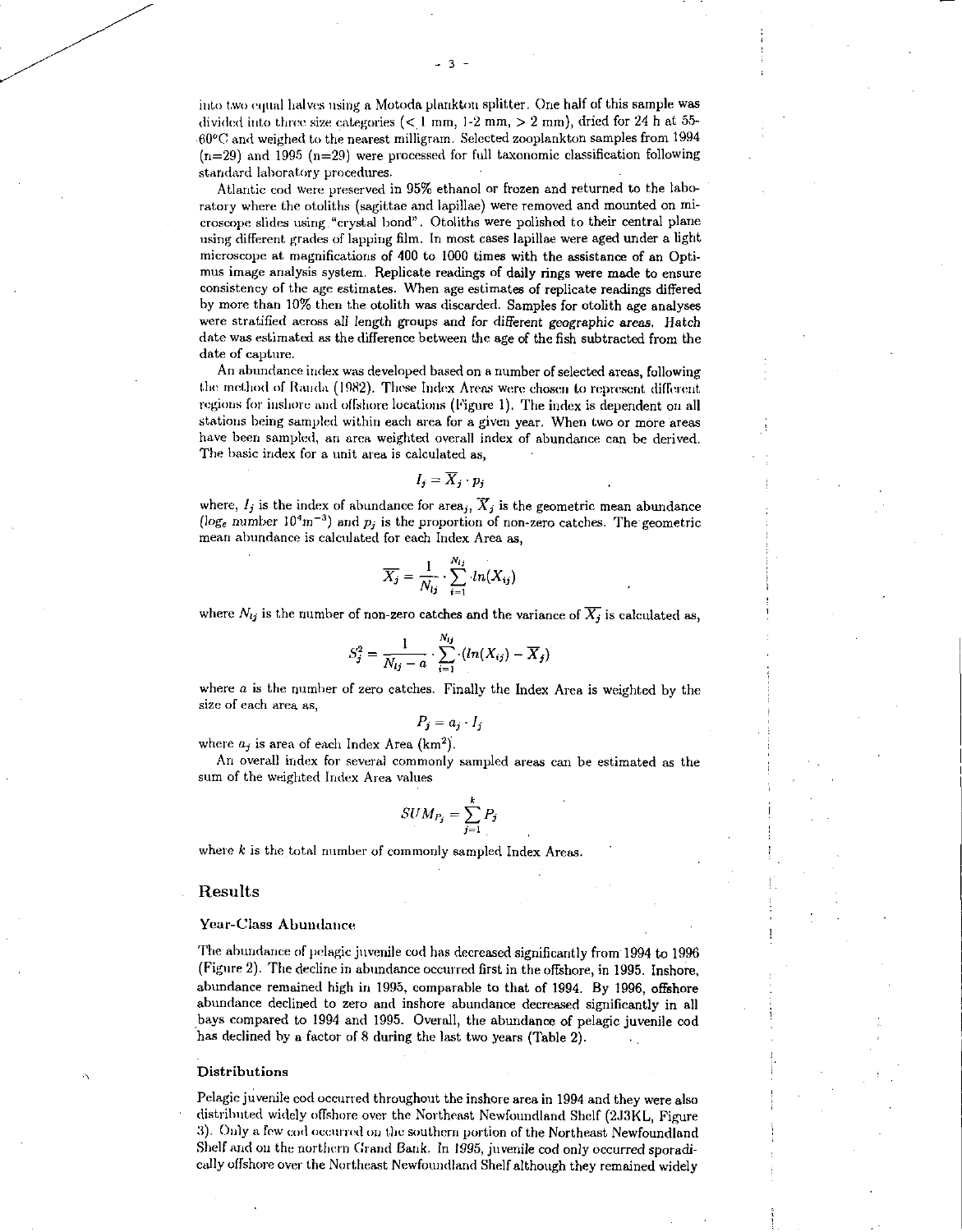into two equal halves using a Motoda plankton splitter. One half of this sample was divided into three size categories (< 1 mm, 1-2 mm, > 2 mm), dried for 24 h at 55-60°C and weighed to the nearest milligram. Selected zooplankton samples from 1994 (n=29) and 1995 (n=29) were processed for full taxonomic classification following standard laboratory procedures.

Atlantic cod were preserved in 95% ethanol or frozen and returned to the laboratory where the otoliths (sagittae and lapillae) were removed and mounted on microscope slides using "crystal bond". Otoliths were polished to their central plane using different grades of lapping film. In most cases lapillae were aged under a light microscope at magnifications of 400 to 1000 times with the assistance of an Optimus image analysis system. Replicate readings of daily rings were made to ensure consistency of the age estimates. When age estimates of replicate readings differed by more than 10% then the otolith was discarded. Samples for otolith age analyses were stratified across all length groups and for different geographic areas. Hatch date was estimated as the difference between the age of the fish subtracted from the date of capture.

An abundance index was developed based on a number of selected areas, following the method of Randa (1982). These Index Areas were chosen to represent different regions for inshore and offshore locations (Figure 1). The index is dependent on all stations being sampled within each area for a given year. When two or more areas have been sampled, an area weighted overall index of abundance can be derived. The basic index for a unit area is calculated as,

$$I_j = \overline{X}_j \cdot p_j$$

where, $I_j$ is the index of abundance for area$_j$, $\overline{X}_j$ is the geometric mean abundance ($log_e$ number $10^4m^{-3}$) and $p_j$ is the proportion of non-zero catches. The geometric mean abundance is calculated for each Index Area as,

$$\overline{X_j} = \frac{1}{N_{lj}} \cdot \sum_{i=1}^{N_{lj}} \cdot ln(X_{ij})$$

where $N_{lj}$ is the number of non-zero catches and the variance of $\overline{X_j}$ is calculated as,

$$S_j^2 = \frac{1}{N_{lj} - a} \cdot \sum_{i=1}^{N_{lj}} \cdot (ln(X_{ij}) - \overline{X}_j)$$

where $a$ is the number of zero catches. Finally the Index Area is weighted by the size of each area as,

$$P_j = a_j \cdot I_j$$

where $a_j$ is area of each Index Area (km$^2$).

An overall index for several commonly sampled areas can be estimated as the sum of the weighted Index Area values

$$SUM_{P_j} = \sum_{j=1}^{k} P_j$$

where $k$ is the total number of commonly sampled Index Areas.

## Results

### Year-Class Abundance

The abundance of pelagic juvenile cod has decreased significantly from 1994 to 1996 (Figure 2). The decline in abundance occurred first in the offshore, in 1995. Inshore, abundance remained high in 1995, comparable to that of 1994. By 1996, offshore abundance declined to zero and inshore abundance decreased significantly in all bays compared to 1994 and 1995. Overall, the abundance of pelagic juvenile cod has declined by a factor of 8 during the last two years (Table 2).

### Distributions

Pelagic juvenile cod occurred throughout the inshore area in 1994 and they were also distributed widely offshore over the Northeast Newfoundland Shelf (2J3KL, Figure 3). Only a few cod occurred on the southern portion of the Northeast Newfoundland Shelf and on the northern Grand Bank. In 1995, juvenile cod only occurred sporadically offshore over the Northeast Newfoundland Shelf although they remained widely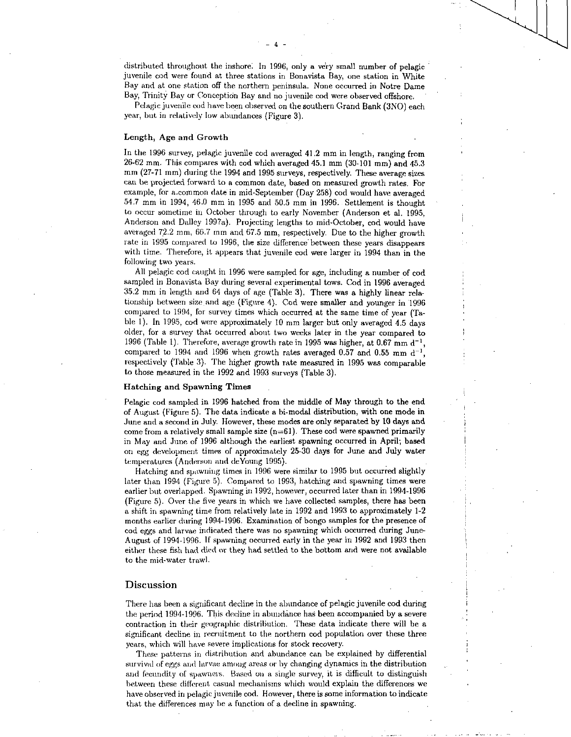distributed throughout the inshore. In 1996, only a very small number of pelagic juvenile cod were found at three stations in Bonavista Bay, one station in White Bay and at one station off the northern peninsula. None occurred in Notre Dame Bay, Trinity Bay or Conception Bay and no juvenile cod were observed offshore.

Pelagic juvenile cod have been observed on the southern Grand Bank (3NO) each year, but in relatively low abundances (Figure 3).

### Length, Age and Growth

In the 1996 survey, pelagic juvenile cod averaged 41.2 mm in length, ranging from 26-62 mm. This compares with cod which averaged 45.1 mm (30-101 mm) and 45.3 mm (27-71 mm) during the 1994 and 1995 surveys, respectively. These average sizes can be projected forward to a common date, based on measured growth rates. For example, for a common date in mid-September (Day 258) cod would have averaged 54.7 mm in 1994, 46.0 mm in 1995 and 50.5 mm in 1996. Settlement is thought to occur sometime in October through to early November (Anderson et al. 1995, Anderson and Dalley 1997a). Projecting lengths to mid-October, cod would have averaged 72.2 mm, 66.7 mm and 67.5 mm, respectively. Due to the higher growth rate in 1995 compared to 1996, the size difference between these years disappears with time. Therefore, it appears that juvenile cod were larger in 1994 than in the following two years.

All pelagic cod caught in 1996 were sampled for age, including a number of cod sampled in Bonavista Bay during several experimental tows. Cod in 1996 averaged 35.2 mm in length and 64 days of age (Table 3). There was a highly linear relationship between size and age (Figure 4). Cod were smaller and younger in 1996 compared to 1994, for survey times which occurred at the same time of year (Table 1). In 1995, cod were approximately 10 mm larger but only averaged 4.5 days older, for a survey that occurred about two weeks later in the year compared to 1996 (Table 1). Therefore, average growth rate in 1995 was higher, at 0.67 mm $d^{-1}$, compared to 1994 and 1996 when growth rates averaged 0.57 and 0.55 mm $d^{-1}$, respectively (Table 3). The higher growth rate measured in 1995 was comparable to those measured in the 1992 and 1993 surveys (Table 3).

### Hatching and Spawning Times

Pelagic cod sampled in 1996 hatched from the middle of May through to the end of August (Figure 5). The data indicate a bi-modal distribution, with one mode in June and a second in July. However, these modes are only separated by 10 days and come from a relatively small sample size (n=61). These cod were spawned primarily in May and June of 1996 although the earliest spawning occurred in April; based on egg development times of approximately 25-30 days for June and July water temperatures (Anderson and deYoung 1995).

Hatching and spawning times in 1996 were similar to 1995 but occurred slightly later than 1994 (Figure 5). Compared to 1993, hatching and spawning times were earlier but overlapped. Spawning in 1992, however, occurred later than in 1994-1996 (Figure 5). Over the five years in which we have collected samples, there has been a shift in spawning time from relatively late in 1992 and 1993 to approximately 1-2 months earlier during 1994-1996. Examination of bongo samples for the presence of cod eggs and larvae indicated there was no spawning which occurred during June-August of 1994-1996. If spawning occurred early in the year in 1992 and 1993 then either these fish had died or they had settled to the bottom and were not available to the mid-water trawl.

## Discussion

There has been a significant decline in the abundance of pelagic juvenile cod during the period 1994-1996. This decline in abundance has been accompanied by a severe contraction in their geographic distribution. These data indicate there will be a significant decline in recruitment to the northern cod population over these three years, which will have severe implications for stock recovery.

These patterns in distribution and abundance can be explained by differential survival of eggs and larvae among areas or by changing dynamics in the distribution and fecundity of spawners. Based on a single survey, it is difficult to distinguish between these different casual mechanisms which would explain the differences we have observed in pelagic juvenile cod. However, there is some information to indicate that the differences may be a function of a decline in spawning.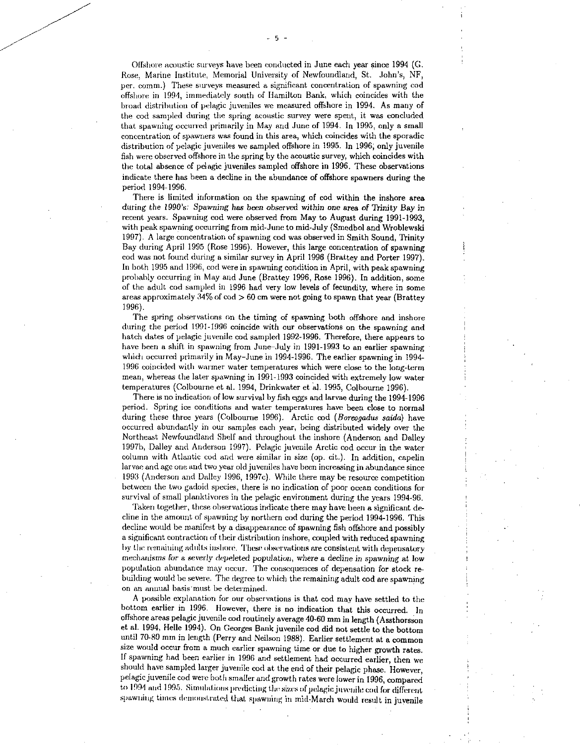Offshore acoustic surveys have been conducted in June each year since 1994 (G. Rose, Marine Institute, Memorial University of Newfoundland, St. John's, NF, per. comm.) These surveys measured a significant concentration of spawning cod offshore in 1994, immediately south of Hamilton Bank, which coincides with the broad distribution of pelagic juveniles we measured offshore in 1994. As many of the cod sampled during the spring acoustic survey were spent, it was concluded that spawning occurred primarily in May and June of 1994. In 1995, only a small concentration of spawners was found in this area, which coincides with the sporadic distribution of pelagic juveniles we sampled offshore in 1995. In 1996, only juvenile fish were observed offshore in the spring by the acoustic survey, which coincides with the total absence of pelagic juveniles sampled offshore in 1996. These observations indicate there has been a decline in the abundance of offshore spawners during the period 1994-1996.

There is limited information on the spawning of cod within the inshore area during the 1990's. Spawning has been observed within one area of Trinity Bay in recent years. Spawning cod were observed from May to August during 1991-1993, with peak spawning occurring from mid-June to mid-July (Smedbol and Wroblewski 1997). A large concentration of spawning cod was observed in Smith Sound, Trinity Bay during April 1995 (Rose 1996). However, this large concentration of spawning cod was not found during a similar survey in April 1996 (Brattey and Porter 1997). In both 1995 and 1996, cod were in spawning condition in April, with peak spawning probably occurring in May and June (Brattey 1996, Rose 1996). In addition, some of the adult cod sampled in 1996 had very low levels of fecundity, where in some areas approximately 34% of cod > 60 cm were not going to spawn that year (Brattey 1996).

The spring observations on the timing of spawning both offshore and inshore during the period 1991-1996 coincide with our observations on the spawning and hatch dates of pelagic juvenile cod sampled 1992-1996. Therefore, there appears to have been a shift in spawning from June–July in 1991-1993 to an earlier spawning which occurred primarily in May–June in 1994-1996. The earlier spawning in 1994-1996 coincided with warmer water temperatures which were close to the long-term mean, whereas the later spawning in 1991-1993 coincided with extremely low water temperatures (Colbourne et al. 1994, Drinkwater et al. 1995, Colbourne 1996).

There is no indication of low survival by fish eggs and larvae during the 1994-1996 period. Spring ice conditions and water temperatures have been close to normal during these three years (Colbourne 1996). Arctic cod (*Boreogadus saida*) have occurred abundantly in our samples each year, being distributed widely over the Northeast Newfoundland Shelf and throughout the inshore (Anderson and Dalley 1997b, Dalley and Anderson 1997). Pelagic juvenile Arctic cod occur in the water column with Atlantic cod and were similar in size (op. cit.). In addition, capelin larvae and age one and two year old juveniles have been increasing in abundance since 1993 (Anderson and Dalley 1996, 1997c). While there may be resource competition between the two gadoid species, there is no indication of poor ocean conditions for survival of small planktivores in the pelagic environment during the years 1994-96.

Taken together, these observations indicate there may have been a significant decline in the amount of spawning by northern cod during the period 1994-1996. This decline would be manifest by a disappearance of spawning fish offshore and possibly a significant contraction of their distribution inshore, coupled with reduced spawning by the remaining adults inshore. These observations are consistent with depensatory mechanisms for a severly depeleted population, where a decline in spawning at low population abundance may occur. The consequences of depensation for stock rebuilding would be severe. The degree to which the remaining adult cod are spawning on an annual basis must be determined.

A possible explanation for our observations is that cod may have settled to the bottom earlier in 1996. However, there is no indication that this occurred. In offshore areas pelagic juvenile cod routinely average 40-60 mm in length (Assthorsson et al. 1994, Helle 1994). On Georges Bank juvenile cod did not settle to the bottom until 70-80 mm in length (Perry and Neilson 1988). Earlier settlement at a common size would occur from a much earlier spawning time or due to higher growth rates. If spawning had been earlier in 1996 and settlement had occurred earlier, then we should have sampled larger juvenile cod at the end of their pelagic phase. However, pelagic juvenile cod were both smaller and growth rates were lower in 1996, compared to 1994 and 1995. Simulations predicting the sizes of pelagic juvenile cod for different spawning times demonstrated that spawning in mid-March would result in juvenile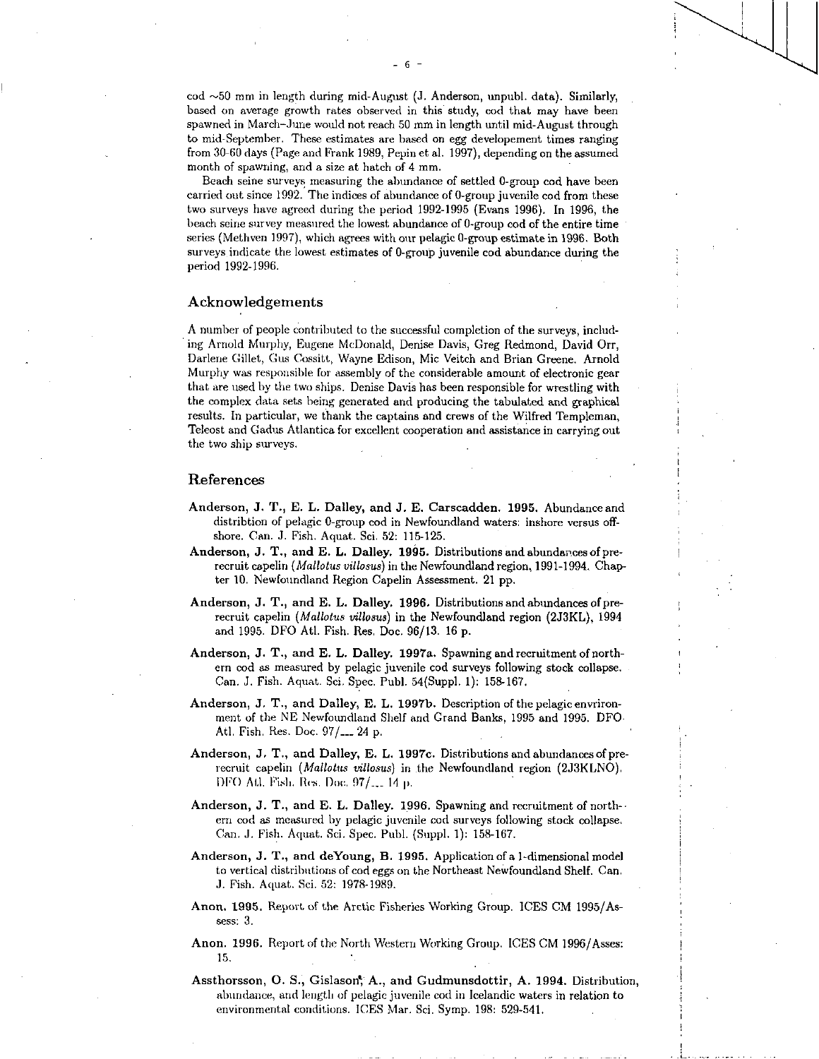cod ~50 mm in length during mid-August (J. Anderson, unpubl. data). Similarly, based on average growth rates observed in this study, cod that may have been spawned in March–June would not reach 50 mm in length until mid-August through to mid-September. These estimates are based on egg developement times ranging from 30-60 days (Page and Frank 1989, Pepin et al. 1997), depending on the assumed month of spawning, and a size at hatch of 4 mm.

Beach seine surveys measuring the abundance of settled 0-group cod have been carried out since 1992. The indices of abundance of 0-group juvenile cod from these two surveys have agreed during the period 1992-1995 (Evans 1996). In 1996, the beach seine survey measured the lowest abundance of 0-group cod of the entire time series (Methven 1997), which agrees with our pelagic 0-group estimate in 1996. Both surveys indicate the lowest estimates of 0-group juvenile cod abundance during the period 1992-1996.

## Acknowledgements

A number of people contributed to the successful completion of the surveys, including Arnold Murphy, Eugene McDonald, Denise Davis, Greg Redmond, David Orr, Darlene Gillet, Gus Cossitt, Wayne Edison, Mic Veitch and Brian Greene. Arnold Murphy was responsible for assembly of the considerable amount of electronic gear that are used by the two ships. Denise Davis has been responsible for wrestling with the complex data sets being generated and producing the tabulated and graphical results. In particular, we thank the captains and crews of the Wilfred Templeman, Teleost and Gadus Atlantica for excellent cooperation and assistance in carrying out the two ship surveys.

## References

**Anderson, J. T., E. L. Dalley, and J. E. Carscadden. 1995.** Abundance and distribtion of pelagic 0-group cod in Newfoundland waters: inshore versus offshore. Can. J. Fish. Aquat. Sci. 52: 115-125.

**Anderson, J. T., and E. L. Dalley. 1995.** Distributions and abundances of prerecruit capelin (*Mallotus villosus*) in the Newfoundland region, 1991-1994. Chapter 10. Newfoundland Region Capelin Assessment. 21 pp.

**Anderson, J. T., and E. L. Dalley. 1996.** Distributions and abundances of prerecruit capelin (*Mallotus villosus*) in the Newfoundland region (2J3KL), 1994 and 1995. DFO Atl. Fish. Res. Doc. 96/13. 16 p.

**Anderson, J. T., and E. L. Dalley. 1997a.** Spawning and recruitment of northern cod as measured by pelagic juvenile cod surveys following stock collapse. Can. J. Fish. Aquat. Sci. Spec. Publ. 54(Suppl. 1): 158-167.

**Anderson, J. T., and Dalley, E. L. 1997b.** Description of the pelagic envrironment of the NE Newfoundland Shelf and Grand Banks, 1995 and 1995. DFO Atl. Fish. Res. Doc. 97/___ 24 p.

**Anderson, J. T., and Dalley, E. L. 1997c.** Distributions and abundances of prerecruit capelin (*Mallotus villosus*) in the Newfoundland region (2J3KLNO). DFO Atl. Fish. Res. Doc. 97/___ 14 p.

**Anderson, J. T., and E. L. Dalley. 1996.** Spawning and recruitment of northern cod as measured by pelagic juvenile cod surveys following stock collapse. Can. J. Fish. Aquat. Sci. Spec. Publ. (Suppl. 1): 158-167.

**Anderson, J. T., and deYoung, B. 1995.** Application of a 1-dimensional model to vertical distributions of cod eggs on the Northeast Newfoundland Shelf. Can. J. Fish. Aquat. Sci. 52: 1978-1989.

**Anon. 1995.** Report of the Arctic Fisheries Working Group. ICES CM 1995/Assess: 3.

**Anon. 1996.** Report of the North Western Working Group. ICES CM 1996/Asses: 15.

**Assthorsson, O. S., Gislason, A., and Gudmundsdottir, A. 1994.** Distribution, abundance, and length of pelagic juvenile cod in Icelandic waters in relation to environmental conditions. ICES Mar. Sci. Symp. 198: 529-541.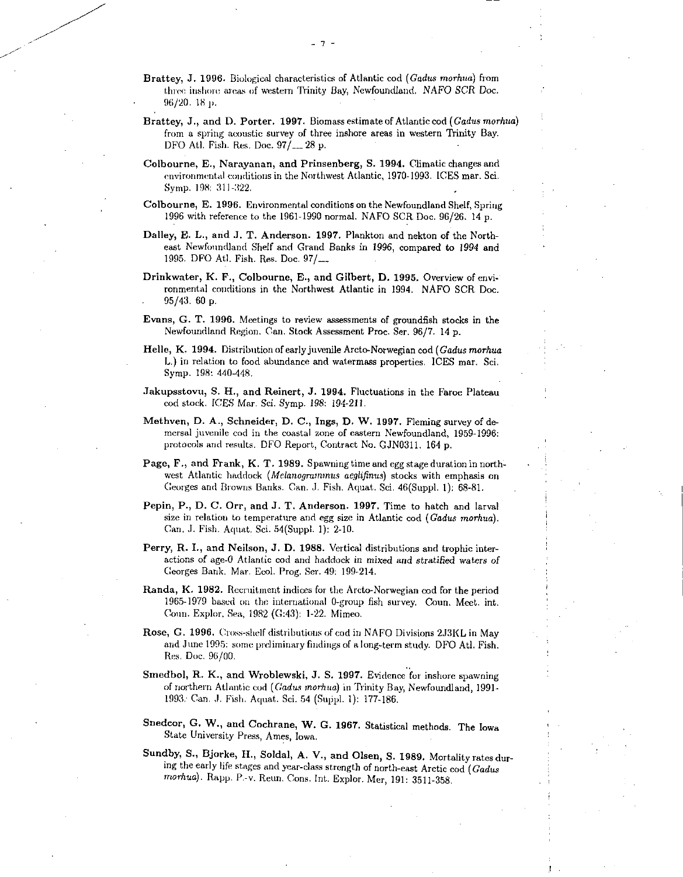**Brattey, J. 1996.** Biological characteristics of Atlantic cod (*Gadus morhua*) from three inshore areas of western Trinity Bay, Newfoundland. *NAFO SCR* Doc. 96/20. 18 p.

**Brattey, J., and D. Porter. 1997.** Biomass estimate of Atlantic cod (*Gadus morhua*) from a spring acoustic survey of three inshore areas in western Trinity Bay. DFO Atl. Fish. Res. Doc. 97/__ 28 p.

**Colbourne, E., Narayanan, and Prinsenberg, S. 1994.** Climatic changes and environmental conditions in the Northwest Atlantic, 1970-1993. ICES mar. Sci. Symp. 198: 311-322.

**Colbourne, E. 1996.** Environmental conditions on the Newfoundland Shelf, Spring 1996 with reference to the 1961-1990 normal. NAFO SCR Doc. 96/26. 14 p.

**Dalley, E. L., and J. T. Anderson. 1997.** Plankton and nekton of the Northeast Newfoundland Shelf and Grand Banks in 1996, compared to 1994 and 1995. DFO Atl. Fish. Res. Doc. 97/__

**Drinkwater, K. F., Colbourne, E., and Gilbert, D. 1995.** Overview of environmental conditions in the Northwest Atlantic in 1994. NAFO SCR Doc. 95/43. 60 p.

**Evans, G. T. 1996.** Meetings to review assessments of groundfish stocks in the Newfoundland Region. Can. Stock Assessment Proc. Ser. 96/7. 14 p.

**Helle, K. 1994.** Distribution of early juvenile Arcto-Norwegian cod (*Gadus morhua* L.) in relation to food abundance and watermass properties. ICES mar. Sci. Symp. 198: 440-448.

**Jakupsstovu, S. H., and Reinert, J. 1994.** Fluctuations in the Faroe Plateau cod stock. ICES Mar. Sci. Symp. 198: 194-211.

**Methven, D. A., Schneider, D. C., Ings, D. W. 1997.** Fleming survey of demersal juvenile cod in the coastal zone of eastern Newfoundland, 1959-1996: protocols and results. DFO Report, Contract No. GJN0311. 164 p.

**Page, F., and Frank, K. T. 1989.** Spawning time and egg stage duration in northwest Atlantic haddock (*Melanogrammus aeglifinus*) stocks with emphasis on Georges and Browns Banks. Can. J. Fish. Aquat. Sci. 46(Suppl. 1): 68-81.

**Pepin, P., D. C. Orr, and J. T. Anderson. 1997.** Time to hatch and larval size in relation to temperature and egg size in Atlantic cod (*Gadus morhua*). Can. J. Fish. Aquat. Sci. 54(Suppl. 1): 2-10.

**Perry, R. I., and Neilson, J. D. 1988.** Vertical distributions and trophic interactions of age-0 Atlantic cod and haddock in mixed and stratified waters of Georges Bank. Mar. Ecol. Prog. Ser. 49: 199-214.

**Randa, K. 1982.** Recruitment indices for the Arcto-Norwegian cod for the period 1965-1979 based on the international 0-group fish survey. Coun. Meet. int. Coun. Explor. Sea, 1982 (G:43): 1-22. Mimeo.

**Rose, G. 1996.** Cross-shelf distributions of cod in NAFO Divisions 2J3KL in May and June 1995: some preliminary findings of a long-term study. DFO Atl. Fish. Res. Doc. 96/00.

**Smedbol, R. K., and Wroblewski, J. S. 1997.** Evidence for inshore spawning of northern Atlantic cod (*Gadus morhua*) in Trinity Bay, Newfoundland, 1991-1993. Can. J. Fish. Aquat. Sci. 54 (Suppl. 1): 177-186.

**Snedcor, G. W., and Cochrane, W. G. 1967.** Statistical methods. The Iowa State University Press, Ames, Iowa.

**Sundby, S., Bjorke, H., Soldal, A. V., and Olsen, S. 1989.** Mortality rates during the early life stages and year-class strength of north-east Arctic cod (*Gadus morhua*). Rapp. P.-v. Reun. Cons. Int. Explor. Mer, 191: 3511-358.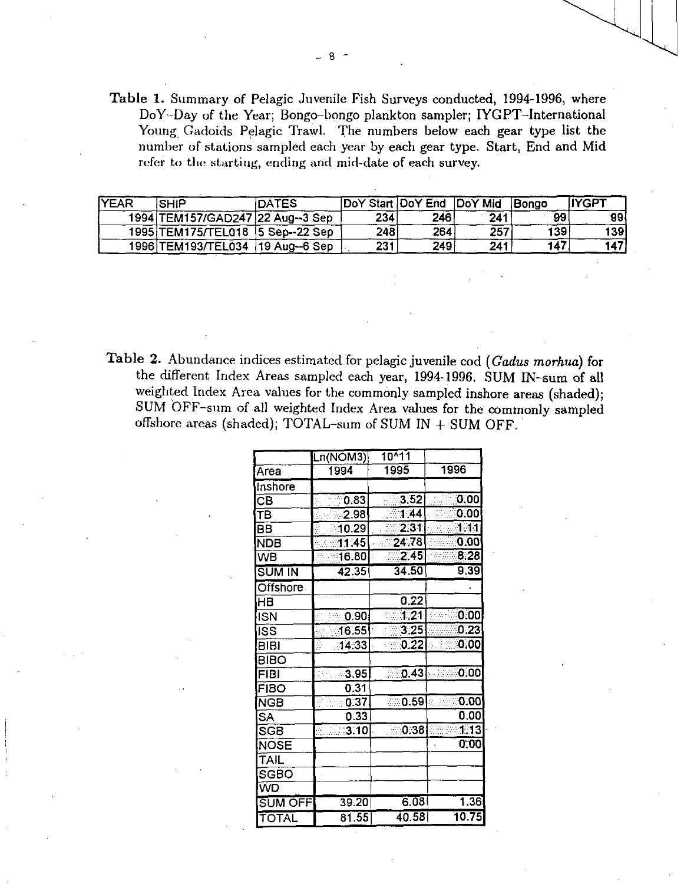Table 1. Summary of Pelagic Juvenile Fish Surveys conducted, 1994-1996, where DoY–Day of the Year; Bongo–bongo plankton sampler; IYGPT–International Young Gadoids Pelagic Trawl. The numbers below each gear type list the number of stations sampled each year by each gear type. Start, End and Mid refer to the starting, ending and mid-date of each survey.

| YEAR | SHIP | DATES | DoY Start | DoY End | DoY Mid | Bongo | IYGPT |
|---|---|---|---|---|---|---|---|
| 1994 | TEM157/GAD247 | 22 Aug--3 Sep | 234 | 246 | 241 | 99 | 99 |
| 1995 | TEM175/TEL018 | 5 Sep--22 Sep | 248 | 264 | 257 | 139 | 139 |
| 1996 | TEM193/TEL034 | 19 Aug--6 Sep | 231 | 249 | 241 | 147 | 147 |

Table 2. Abundance indices estimated for pelagic juvenile cod (*Gadus morhua*) for the different Index Areas sampled each year, 1994-1996. SUM IN–sum of all weighted Index Area values for the commonly sampled inshore areas (shaded); SUM OFF–sum of all weighted Index Area values for the commonly sampled offshore areas (shaded); TOTAL–sum of SUM IN + SUM OFF.

| | Ln(NOM3) | 10^11 | |
|---|---|---|---|
| Area | 1994 | 1995 | 1996 |
| Inshore | | | |
| CB | 0.83 | 3.52 | 0.00 |
| TB | 2.98 | 1.44 | 0.00 |
| BB | 10.29 | 2.31 | 1.11 |
| NDB | 11.45 | 24.78 | 0.00 |
| WB | 16.80 | 2.45 | 8.28 |
| SUM IN | 42.35 | 34.50 | 9.39 |
| Offshore | | | |
| HB | | 0.22 | |
| ISN | 0.90 | 1.21 | 0.00 |
| ISS | 16.55 | 3.25 | 0.23 |
| BIBI | 14.33 | 0.22 | 0.00 |
| BIBO | | | |
| FIBI | 3.95 | 0.43 | 0.00 |
| FIBO | 0.31 | | |
| NGB | 0.37 | 0.59 | 0.00 |
| SA | 0.33 | | 0.00 |
| SGB | 3.10 | 0.38 | 1.13 |
| NOSE | | | 0.00 |
| TAIL | | | |
| SGBO | | | |
| WD | | | |
| SUM OFF | 39.20 | 6.08 | 1.36 |
| TOTAL | 81.55 | 40.58 | 10.75 |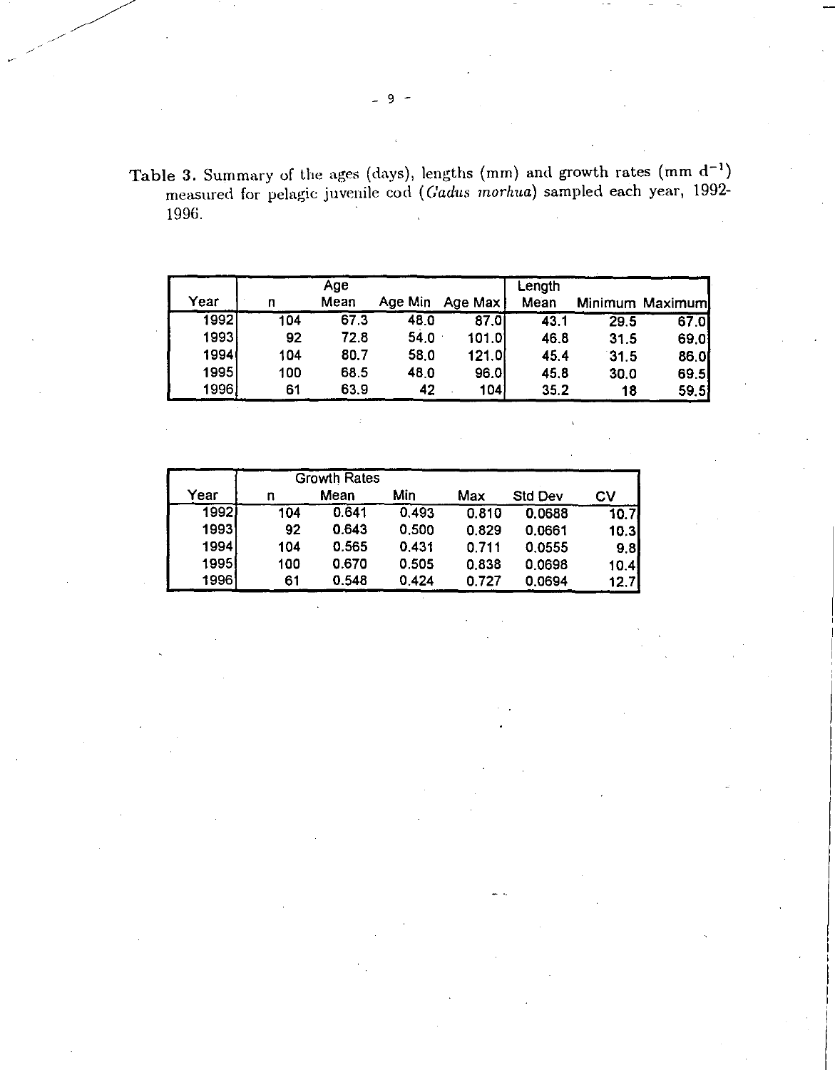**Table 3.** Summary of the ages (days), lengths (mm) and growth rates (mm $d^{-1}$) measured for pelagic juvenile cod (*Gadus morhua*) sampled each year, 1992-1996.

| | | Age | | | Length | | |
|---|---|---|---|---|---|---|---|
| Year | n | Mean | Age Min | Age Max | Mean | Minimum | Maximum |
| 1992 | 104 | 67.3 | 48.0 | 87.0 | 43.1 | 29.5 | 67.0 |
| 1993 | 92 | 72.8 | 54.0 | 101.0 | 46.8 | 31.5 | 69.0 |
| 1994 | 104 | 80.7 | 58.0 | 121.0 | 45.4 | 31.5 | 86.0 |
| 1995 | 100 | 68.5 | 48.0 | 96.0 | 45.8 | 30.0 | 69.5 |
| 1996 | 61 | 63.9 | 42 | 104 | 35.2 | 18 | 59.5 |

| | | Growth Rates | | | | |
|---|---|---|---|---|---|---|
| Year | n | Mean | Min | Max | Std Dev | CV |
| 1992 | 104 | 0.641 | 0.493 | 0.810 | 0.0688 | 10.7 |
| 1993 | 92 | 0.643 | 0.500 | 0.829 | 0.0661 | 10.3 |
| 1994 | 104 | 0.565 | 0.431 | 0.711 | 0.0555 | 9.8 |
| 1995 | 100 | 0.670 | 0.505 | 0.838 | 0.0698 | 10.4 |
| 1996 | 61 | 0.548 | 0.424 | 0.727 | 0.0694 | 12.7 |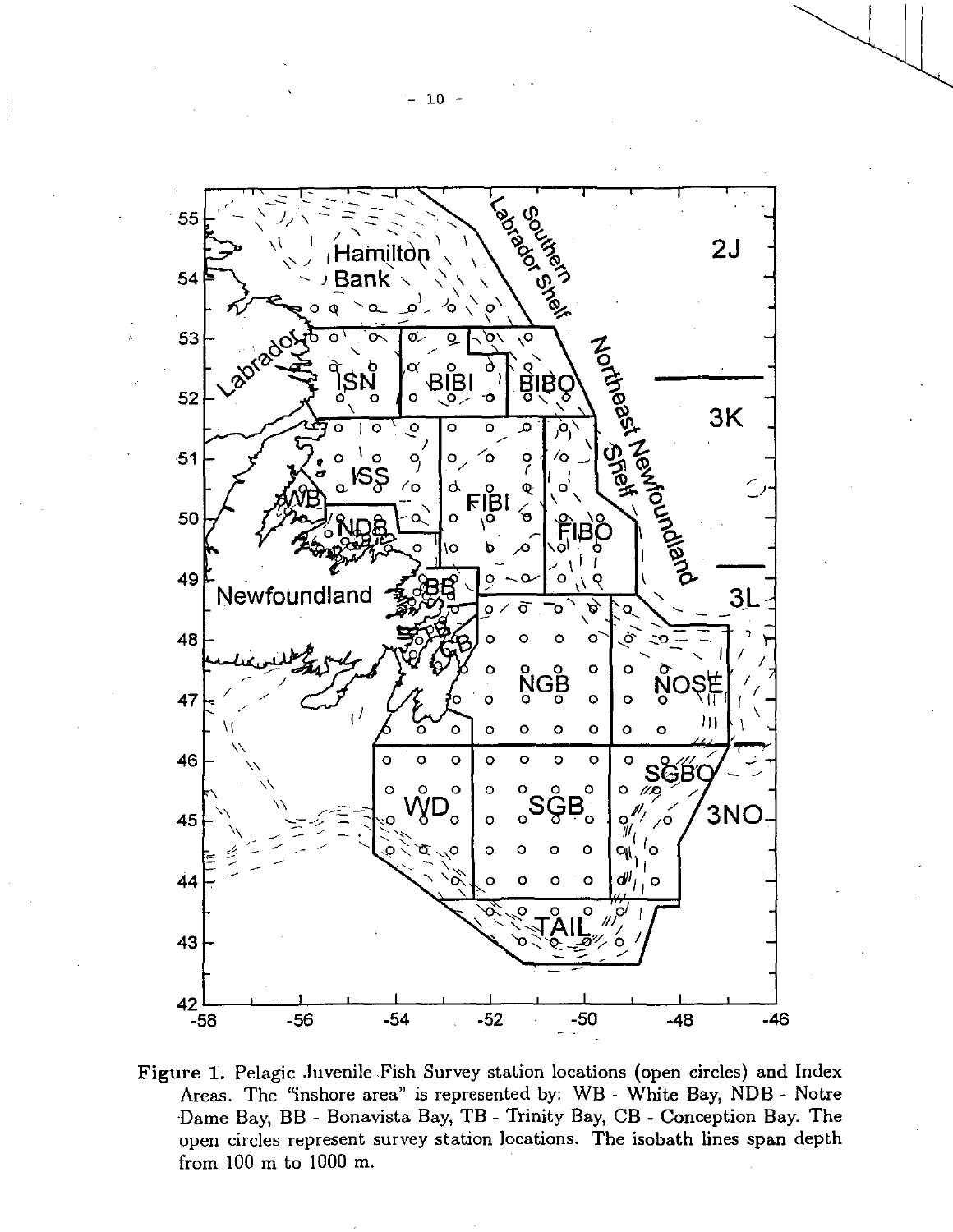Figure 1. Pelagic Juvenile Fish Survey station locations (open circles) and Index Areas. The "inshore area" is represented by: WB - White Bay, NDB - Notre Dame Bay, BB - Bonavista Bay, TB - Trinity Bay, CB - Conception Bay. The open circles represent survey station locations. The isobath lines span depth from 100 m to 1000 m.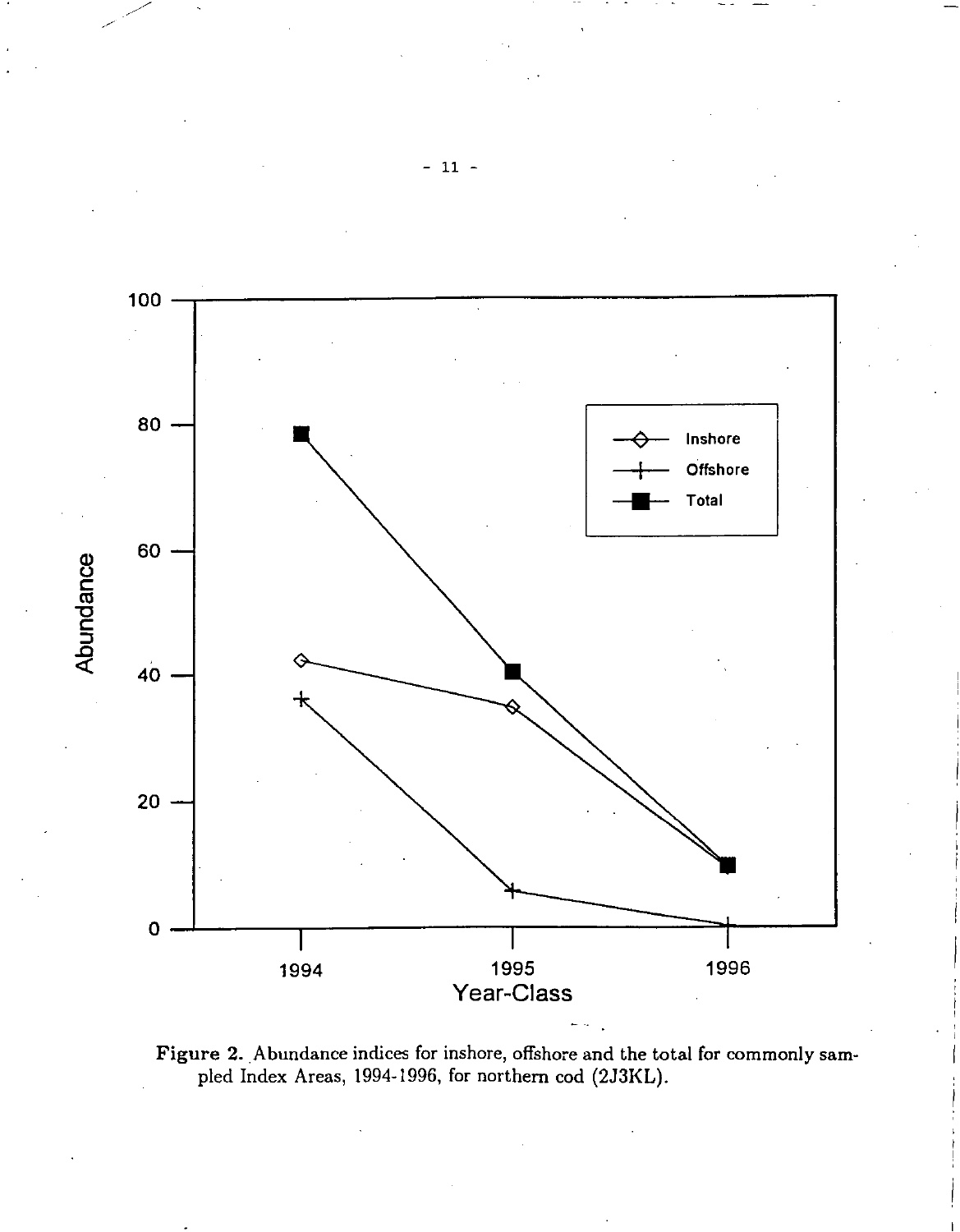Figure 2. Abundance indices for inshore, offshore and the total for commonly sampled Index Areas, 1994-1996, for northern cod (2J3KL).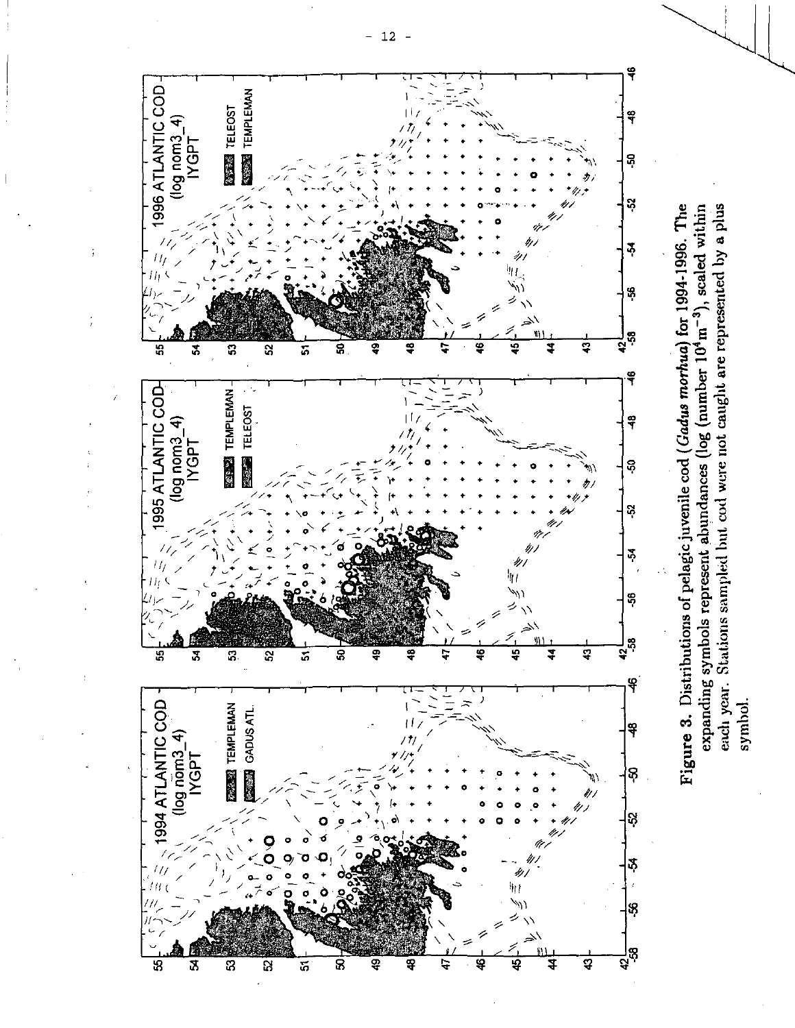**Figure 3.** Distributions of pelagic juvenile cod (*Gadus morhua*) for 1994-1996. The expanding symbols represent abundances (log (number $10^4 m^{-3}$)), scaled within each year. Stations sampled but cod were not caught are represented by a plus symbol.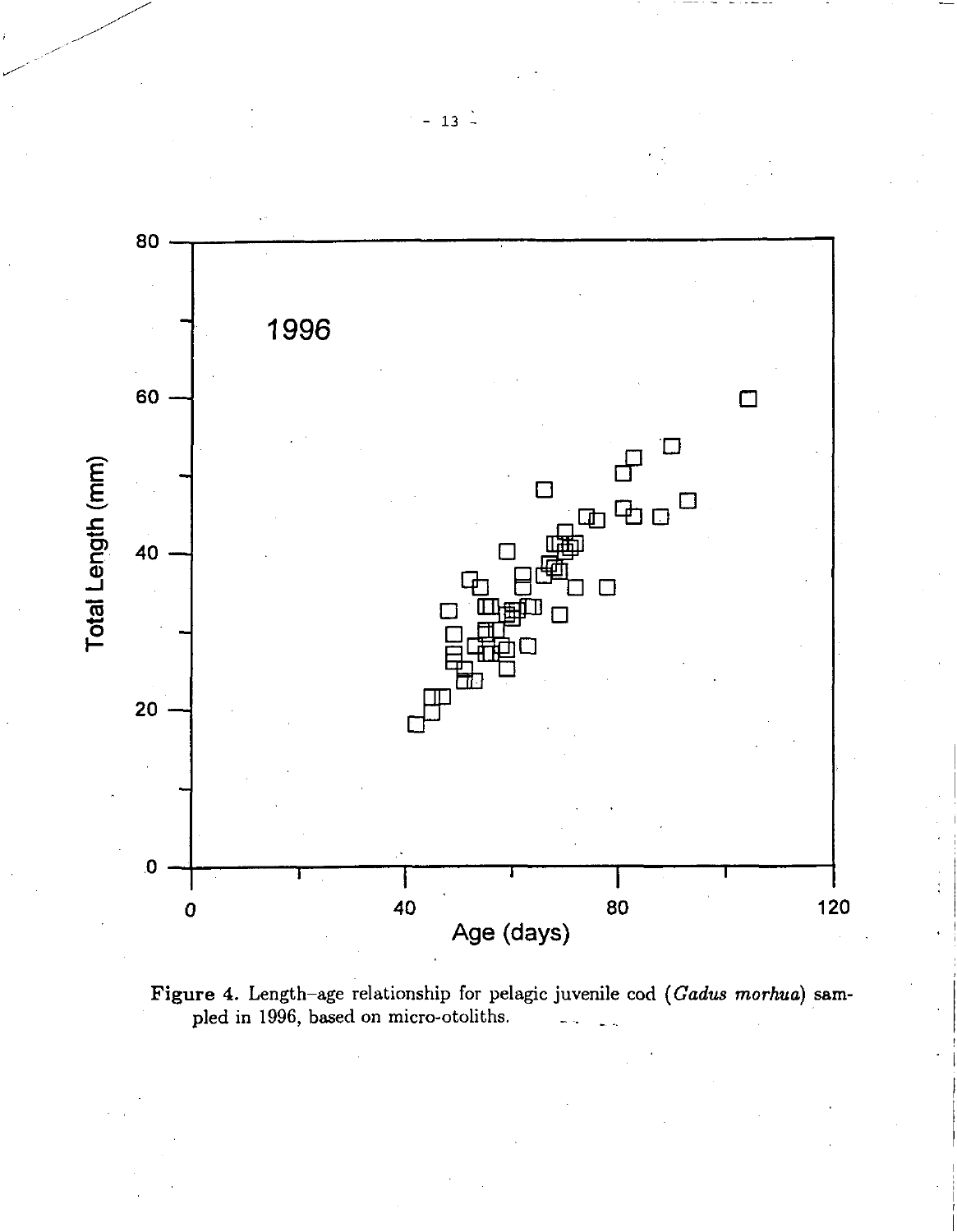**Figure 4.** Length–age relationship for pelagic juvenile cod (*Gadus morhua*) sampled in 1996, based on micro-otoliths.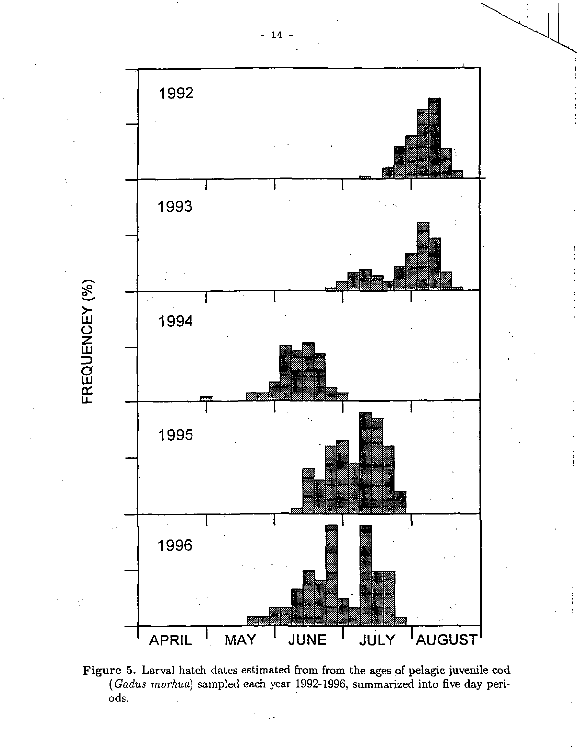1992

1993

1994

1995

1996

FREQUENCEY (%)

APRIL MAY JUNE JULY AUGUST

**Figure 5.** Larval hatch dates estimated from from the ages of pelagic juvenile cod (*Gadus morhua*) sampled each year 1992-1996, summarized into five day periods.